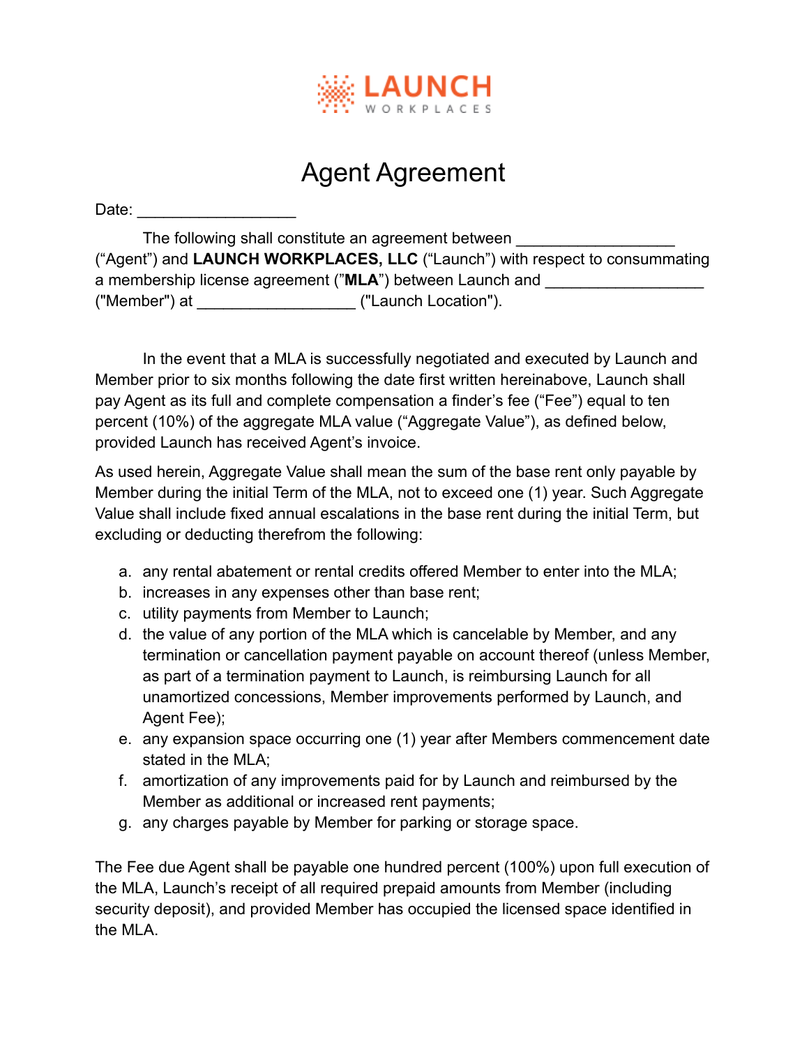LAUNCH WORKPLACES

# Agent Agreement

Date: __________________

The following shall constitute an agreement between __________________ ("Agent") and **LAUNCH WORKPLACES, LLC** ("Launch") with respect to consummating a membership license agreement ("**MLA**") between Launch and __________________ ("Member") at __________________ ("Launch Location").

In the event that a MLA is successfully negotiated and executed by Launch and Member prior to six months following the date first written hereinabove, Launch shall pay Agent as its full and complete compensation a finder's fee ("Fee") equal to ten percent (10%) of the aggregate MLA value ("Aggregate Value"), as defined below, provided Launch has received Agent's invoice.

As used herein, Aggregate Value shall mean the sum of the base rent only payable by Member during the initial Term of the MLA, not to exceed one (1) year. Such Aggregate Value shall include fixed annual escalations in the base rent during the initial Term, but excluding or deducting therefrom the following:

a. any rental abatement or rental credits offered Member to enter into the MLA;
b. increases in any expenses other than base rent;
c. utility payments from Member to Launch;
d. the value of any portion of the MLA which is cancelable by Member, and any termination or cancellation payment payable on account thereof (unless Member, as part of a termination payment to Launch, is reimbursing Launch for all unamortized concessions, Member improvements performed by Launch, and Agent Fee);
e. any expansion space occurring one (1) year after Members commencement date stated in the MLA;
f. amortization of any improvements paid for by Launch and reimbursed by the Member as additional or increased rent payments;
g. any charges payable by Member for parking or storage space.

The Fee due Agent shall be payable one hundred percent (100%) upon full execution of the MLA, Launch's receipt of all required prepaid amounts from Member (including security deposit), and provided Member has occupied the licensed space identified in the MLA.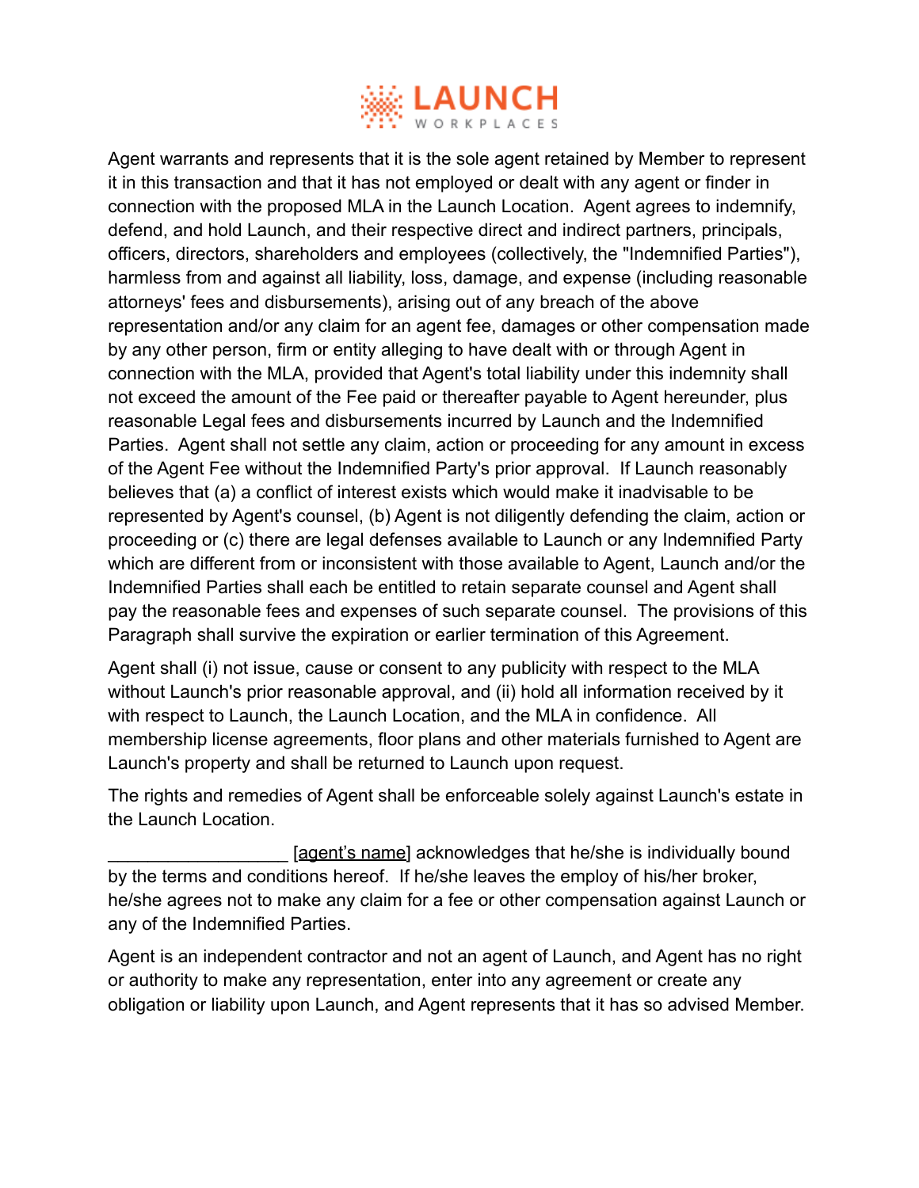Agent warrants and represents that it is the sole agent retained by Member to represent it in this transaction and that it has not employed or dealt with any agent or finder in connection with the proposed MLA in the Launch Location. Agent agrees to indemnify, defend, and hold Launch, and their respective direct and indirect partners, principals, officers, directors, shareholders and employees (collectively, the "Indemnified Parties"), harmless from and against all liability, loss, damage, and expense (including reasonable attorneys' fees and disbursements), arising out of any breach of the above representation and/or any claim for an agent fee, damages or other compensation made by any other person, firm or entity alleging to have dealt with or through Agent in connection with the MLA, provided that Agent's total liability under this indemnity shall not exceed the amount of the Fee paid or thereafter payable to Agent hereunder, plus reasonable Legal fees and disbursements incurred by Launch and the Indemnified Parties. Agent shall not settle any claim, action or proceeding for any amount in excess of the Agent Fee without the Indemnified Party's prior approval. If Launch reasonably believes that (a) a conflict of interest exists which would make it inadvisable to be represented by Agent's counsel, (b) Agent is not diligently defending the claim, action or proceeding or (c) there are legal defenses available to Launch or any Indemnified Party which are different from or inconsistent with those available to Agent, Launch and/or the Indemnified Parties shall each be entitled to retain separate counsel and Agent shall pay the reasonable fees and expenses of such separate counsel. The provisions of this Paragraph shall survive the expiration or earlier termination of this Agreement.

Agent shall (i) not issue, cause or consent to any publicity with respect to the MLA without Launch's prior reasonable approval, and (ii) hold all information received by it with respect to Launch, the Launch Location, and the MLA in confidence. All membership license agreements, floor plans and other materials furnished to Agent are Launch's property and shall be returned to Launch upon request.

The rights and remedies of Agent shall be enforceable solely against Launch's estate in the Launch Location.

__________________ [agent's name] acknowledges that he/she is individually bound by the terms and conditions hereof. If he/she leaves the employ of his/her broker, he/she agrees not to make any claim for a fee or other compensation against Launch or any of the Indemnified Parties.

Agent is an independent contractor and not an agent of Launch, and Agent has no right or authority to make any representation, enter into any agreement or create any obligation or liability upon Launch, and Agent represents that it has so advised Member.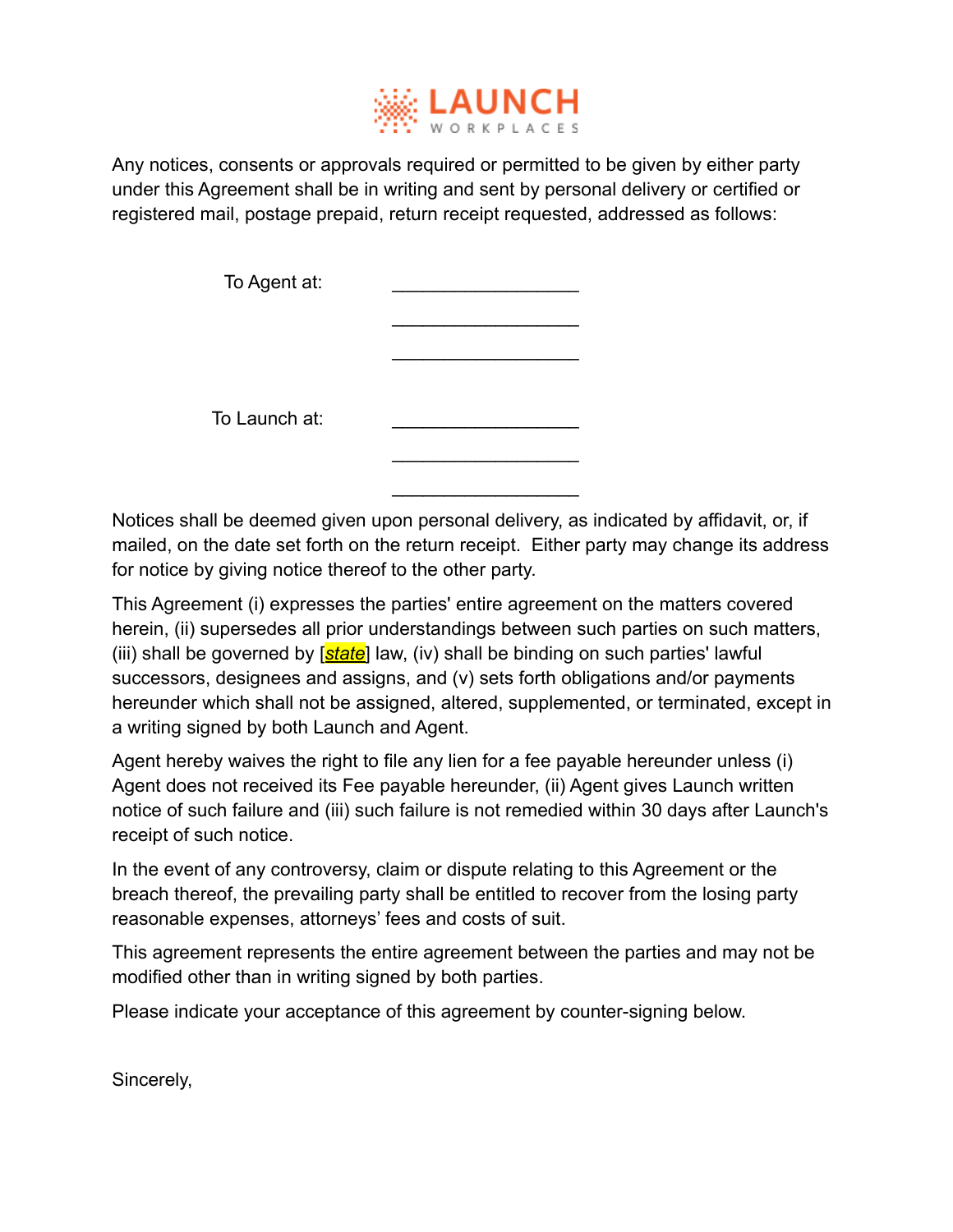Any notices, consents or approvals required or permitted to be given by either party under this Agreement shall be in writing and sent by personal delivery or certified or registered mail, postage prepaid, return receipt requested, addressed as follows:

To Agent at: ___________________
___________________
___________________

To Launch at: ___________________
___________________
___________________

Notices shall be deemed given upon personal delivery, as indicated by affidavit, or, if mailed, on the date set forth on the return receipt. Either party may change its address for notice by giving notice thereof to the other party.

This Agreement (i) expresses the parties' entire agreement on the matters covered herein, (ii) supersedes all prior understandings between such parties on such matters, (iii) shall be governed by [*state*] law, (iv) shall be binding on such parties' lawful successors, designees and assigns, and (v) sets forth obligations and/or payments hereunder which shall not be assigned, altered, supplemented, or terminated, except in a writing signed by both Launch and Agent.

Agent hereby waives the right to file any lien for a fee payable hereunder unless (i) Agent does not received its Fee payable hereunder, (ii) Agent gives Launch written notice of such failure and (iii) such failure is not remedied within 30 days after Launch's receipt of such notice.

In the event of any controversy, claim or dispute relating to this Agreement or the breach thereof, the prevailing party shall be entitled to recover from the losing party reasonable expenses, attorneys' fees and costs of suit.

This agreement represents the entire agreement between the parties and may not be modified other than in writing signed by both parties.

Please indicate your acceptance of this agreement by counter-signing below.

Sincerely,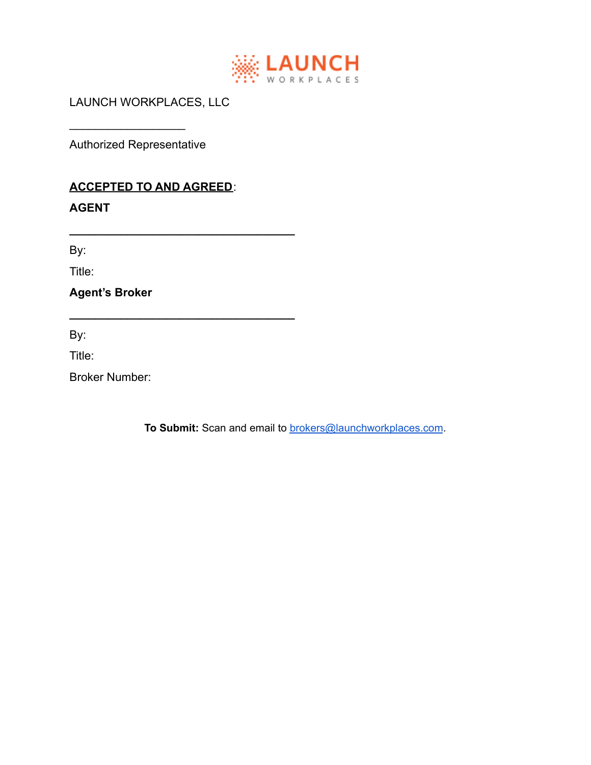LAUNCH WORKPLACES, LLC

\_\_\_\_\_\_\_\_\_\_\_\_\_\_\_\_\_\_\_\_

Authorized Representative

**<u>ACCEPTED TO AND AGREED</u>**:

**AGENT**

\_\_\_\_\_\_\_\_\_\_\_\_\_\_\_\_\_\_\_\_\_\_\_\_\_\_\_\_\_\_\_\_\_\_\_\_\_\_\_\_

By:

Title:

**Agent's Broker**

\_\_\_\_\_\_\_\_\_\_\_\_\_\_\_\_\_\_\_\_\_\_\_\_\_\_\_\_\_\_\_\_\_\_\_\_\_\_\_\_

By:

Title:

Broker Number:

**To Submit:** Scan and email to brokers@launchworkplaces.com.